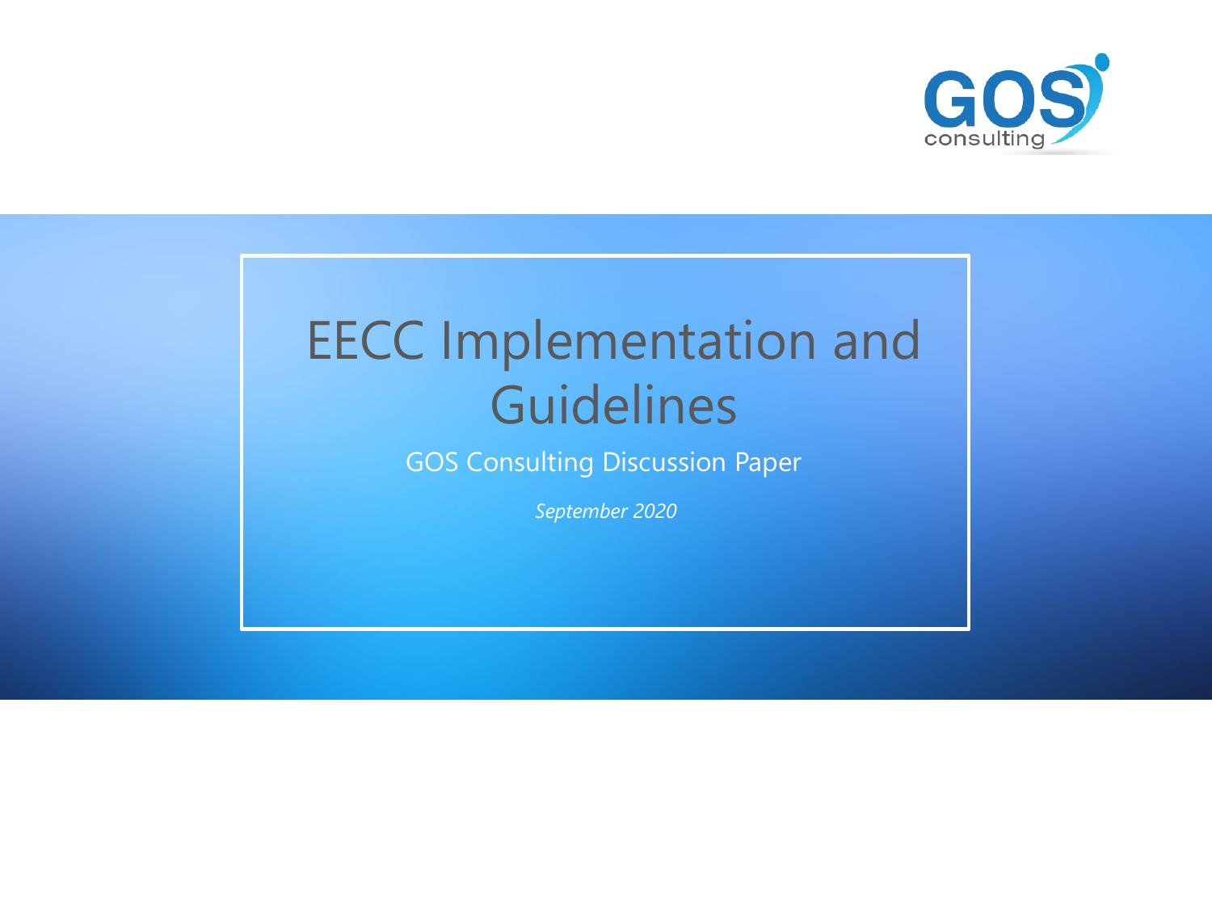# EECC Implementation and Guidelines

GOS Consulting Discussion Paper

*September 2020*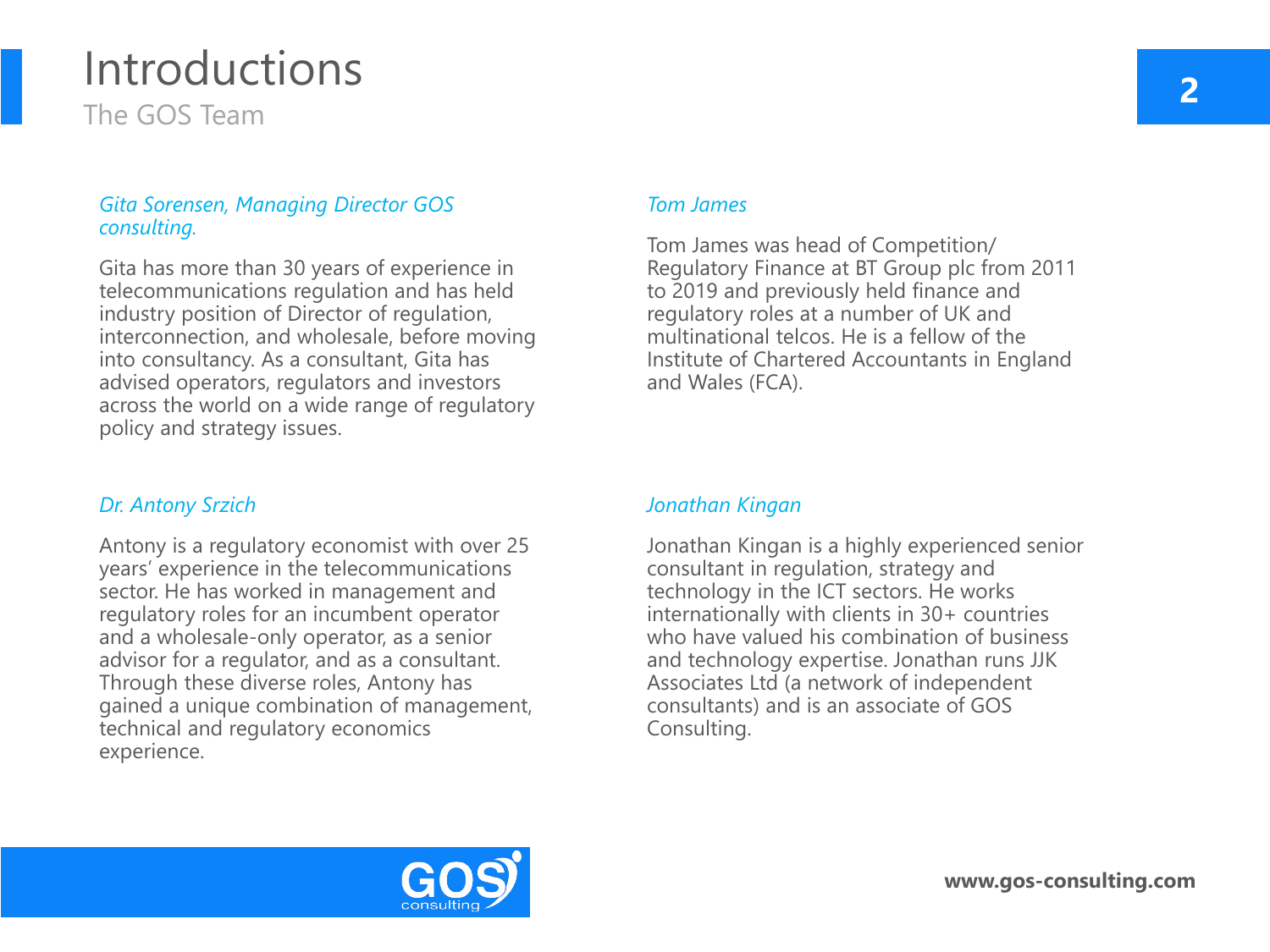# Introductions

## The GOS Team

*Gita Sorensen, Managing Director GOS consulting.*

Gita has more than 30 years of experience in telecommunications regulation and has held industry position of Director of regulation, interconnection, and wholesale, before moving into consultancy. As a consultant, Gita has advised operators, regulators and investors across the world on a wide range of regulatory policy and strategy issues.

*Dr. Antony Srzich*

Antony is a regulatory economist with over 25 years' experience in the telecommunications sector. He has worked in management and regulatory roles for an incumbent operator and a wholesale-only operator, as a senior advisor for a regulator, and as a consultant. Through these diverse roles, Antony has gained a unique combination of management, technical and regulatory economics experience.

*Tom James*

Tom James was head of Competition/ Regulatory Finance at BT Group plc from 2011 to 2019 and previously held finance and regulatory roles at a number of UK and multinational telcos. He is a fellow of the Institute of Chartered Accountants in England and Wales (FCA).

*Jonathan Kingan*

Jonathan Kingan is a highly experienced senior consultant in regulation, strategy and technology in the ICT sectors. He works internationally with clients in 30+ countries who have valued his combination of business and technology expertise. Jonathan runs JJK Associates Ltd (a network of independent consultants) and is an associate of GOS Consulting.

**www.gos-consulting.com**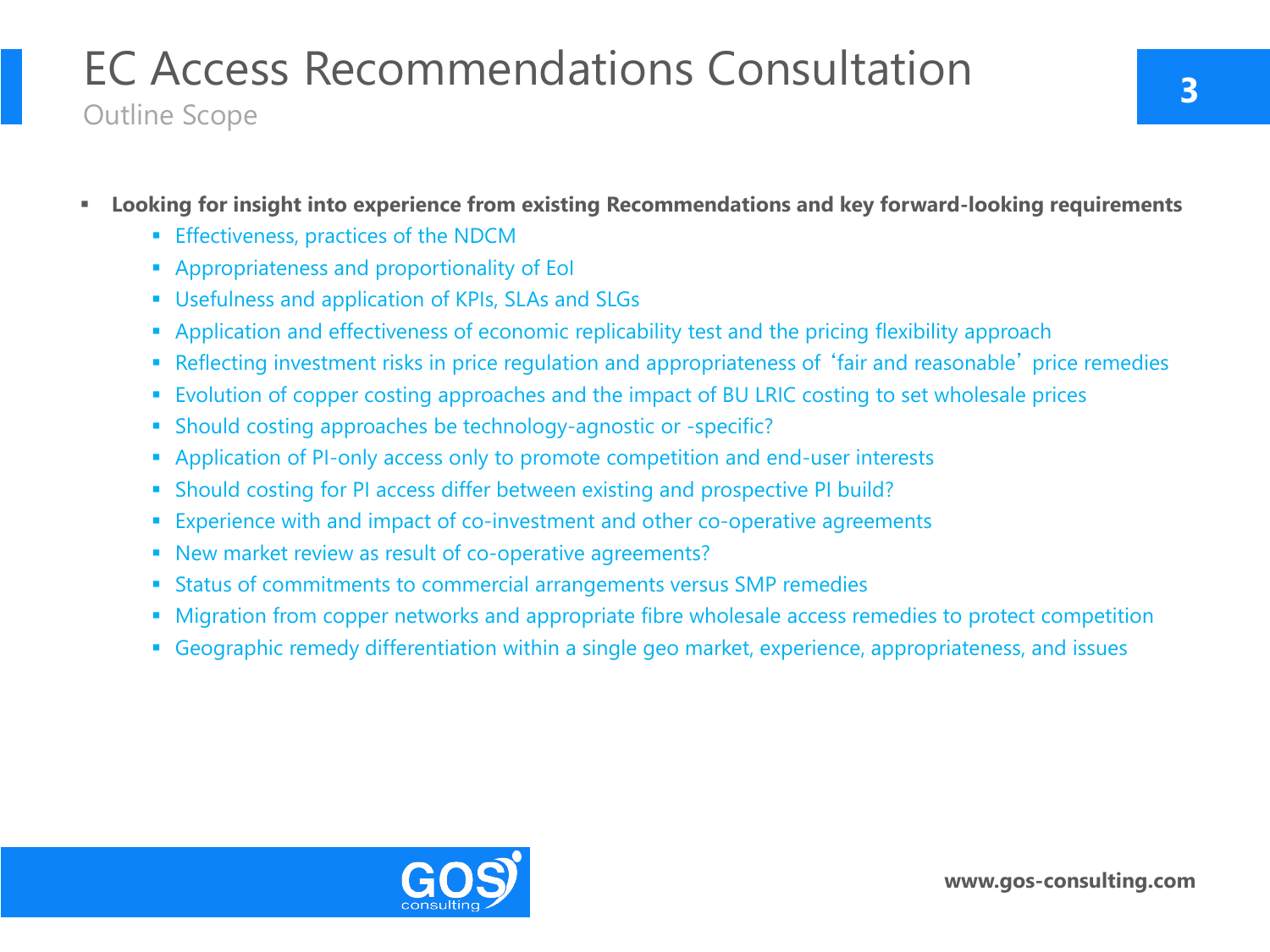# EC Access Recommendations Consultation

## Outline Scope

- **Looking for insight into experience from existing Recommendations and key forward-looking requirements**
  - Effectiveness, practices of the NDCM
  - Appropriateness and proportionality of EoI
  - Usefulness and application of KPIs, SLAs and SLGs
  - Application and effectiveness of economic replicability test and the pricing flexibility approach
  - Reflecting investment risks in price regulation and appropriateness of 'fair and reasonable' price remedies
  - Evolution of copper costing approaches and the impact of BU LRIC costing to set wholesale prices
  - Should costing approaches be technology-agnostic or -specific?
  - Application of PI-only access only to promote competition and end-user interests
  - Should costing for PI access differ between existing and prospective PI build?
  - Experience with and impact of co-investment and other co-operative agreements
  - New market review as result of co-operative agreements?
  - Status of commitments to commercial arrangements versus SMP remedies
  - Migration from copper networks and appropriate fibre wholesale access remedies to protect competition
  - Geographic remedy differentiation within a single geo market, experience, appropriateness, and issues

www.gos-consulting.com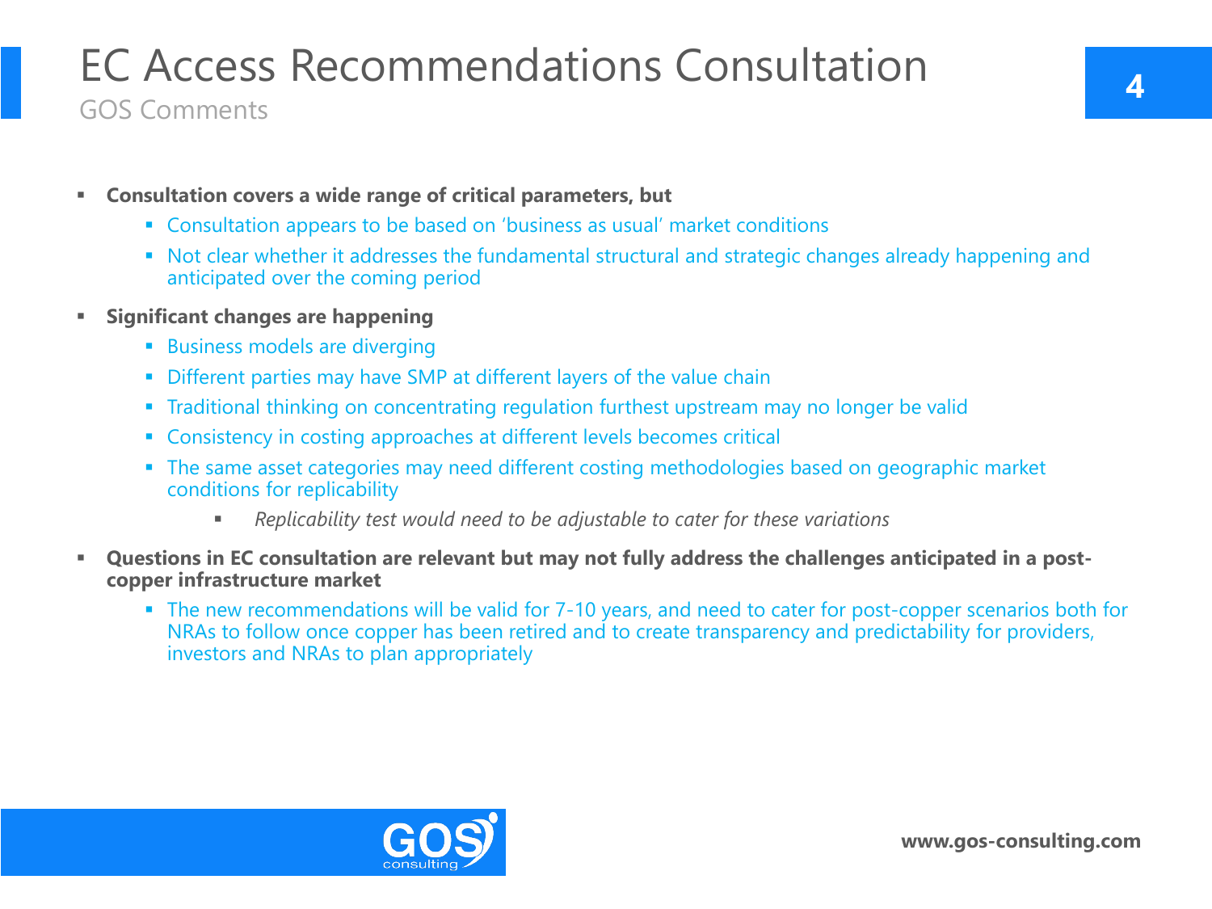# EC Access Recommendations Consultation

## GOS Comments

- **Consultation covers a wide range of critical parameters, but**
  - Consultation appears to be based on 'business as usual' market conditions
  - Not clear whether it addresses the fundamental structural and strategic changes already happening and anticipated over the coming period
- **Significant changes are happening**
  - Business models are diverging
  - Different parties may have SMP at different layers of the value chain
  - Traditional thinking on concentrating regulation furthest upstream may no longer be valid
  - Consistency in costing approaches at different levels becomes critical
  - The same asset categories may need different costing methodologies based on geographic market conditions for replicability
    - *Replicability test would need to be adjustable to cater for these variations*
- **Questions in EC consultation are relevant but may not fully address the challenges anticipated in a post-copper infrastructure market**
  - The new recommendations will be valid for 7-10 years, and need to cater for post-copper scenarios both for NRAs to follow once copper has been retired and to create transparency and predictability for providers, investors and NRAs to plan appropriately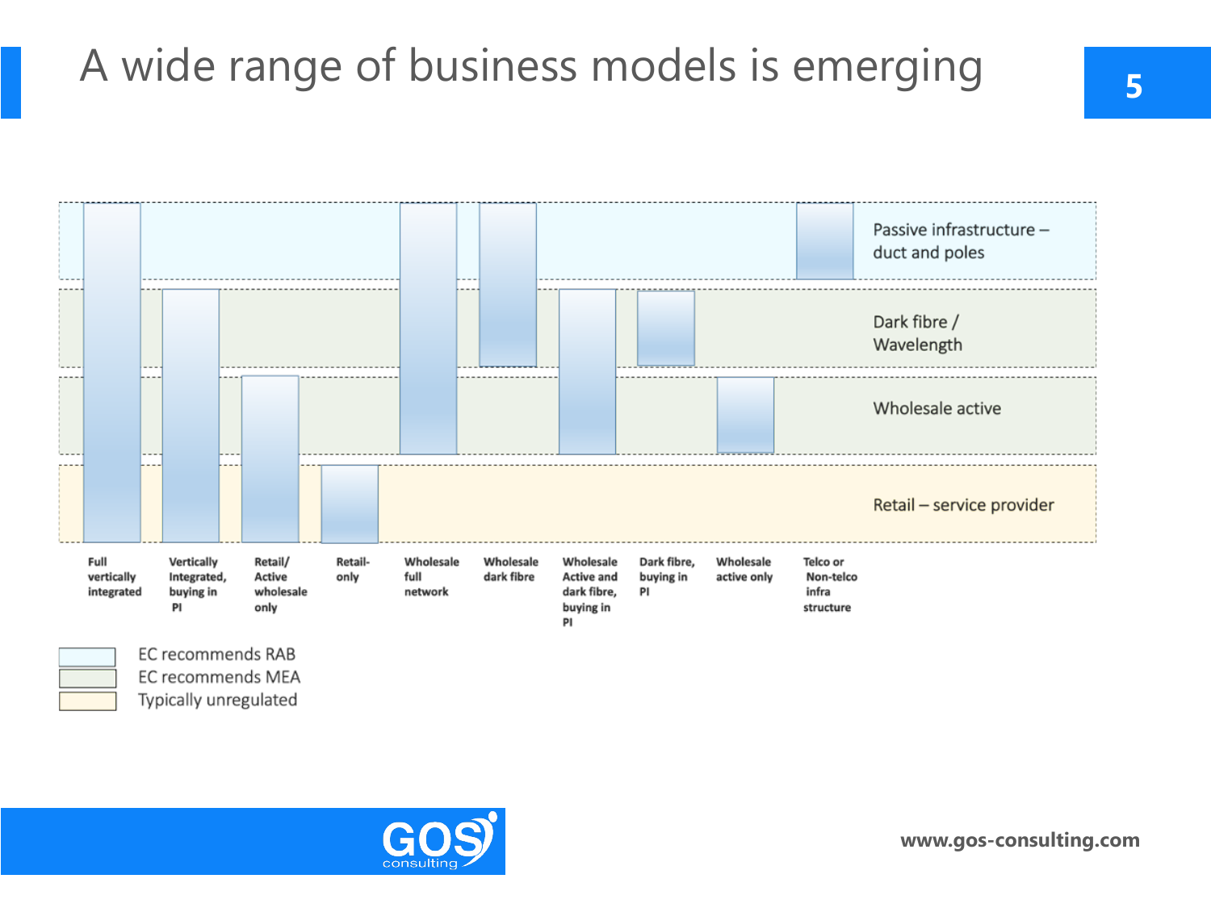# A wide range of business models is emerging

| Layer | Full vertically integrated | Vertically Integrated, buying in PI | Retail/ Active wholesale only | Retail-only | Wholesale full network | Wholesale dark fibre | Wholesale Active and dark fibre, buying in PI | Dark fibre, buying in PI | Wholesale active only | Telco or Non-telco infra structure |
|---|---|---|---|---|---|---|---|---|---|---|
| Passive infrastructure – duct and poles | ✓ | | | | ✓ | ✓ | | | | ✓ |
| Dark fibre / Wavelength | ✓ | ✓ | | | ✓ | ✓ | ✓ | ✓ | | |
| Wholesale active | ✓ | ✓ | ✓ | | ✓ | | ✓ | | ✓ | |
| Retail – service provider | ✓ | ✓ | ✓ | ✓ | | | | | | |

- EC recommends RAB (Passive infrastructure – duct and poles)
- EC recommends MEA (Dark fibre / Wavelength; Wholesale active)
- Typically unregulated (Retail – service provider)

www.gos-consulting.com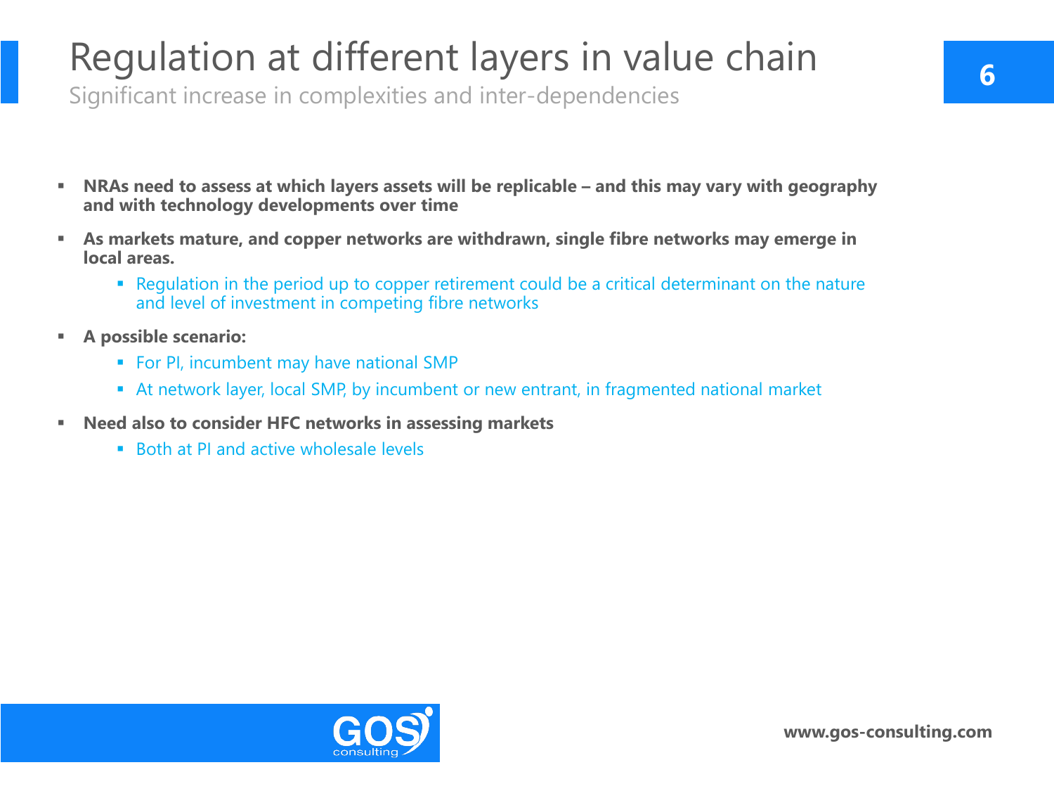# Regulation at different layers in value chain

## Significant increase in complexities and inter-dependencies

- **NRAs need to assess at which layers assets will be replicable – and this may vary with geography and with technology developments over time**
- **As markets mature, and copper networks are withdrawn, single fibre networks may emerge in local areas.**
  - Regulation in the period up to copper retirement could be a critical determinant on the nature and level of investment in competing fibre networks
- **A possible scenario:**
  - For PI, incumbent may have national SMP
  - At network layer, local SMP, by incumbent or new entrant, in fragmented national market
- **Need also to consider HFC networks in assessing markets**
  - Both at PI and active wholesale levels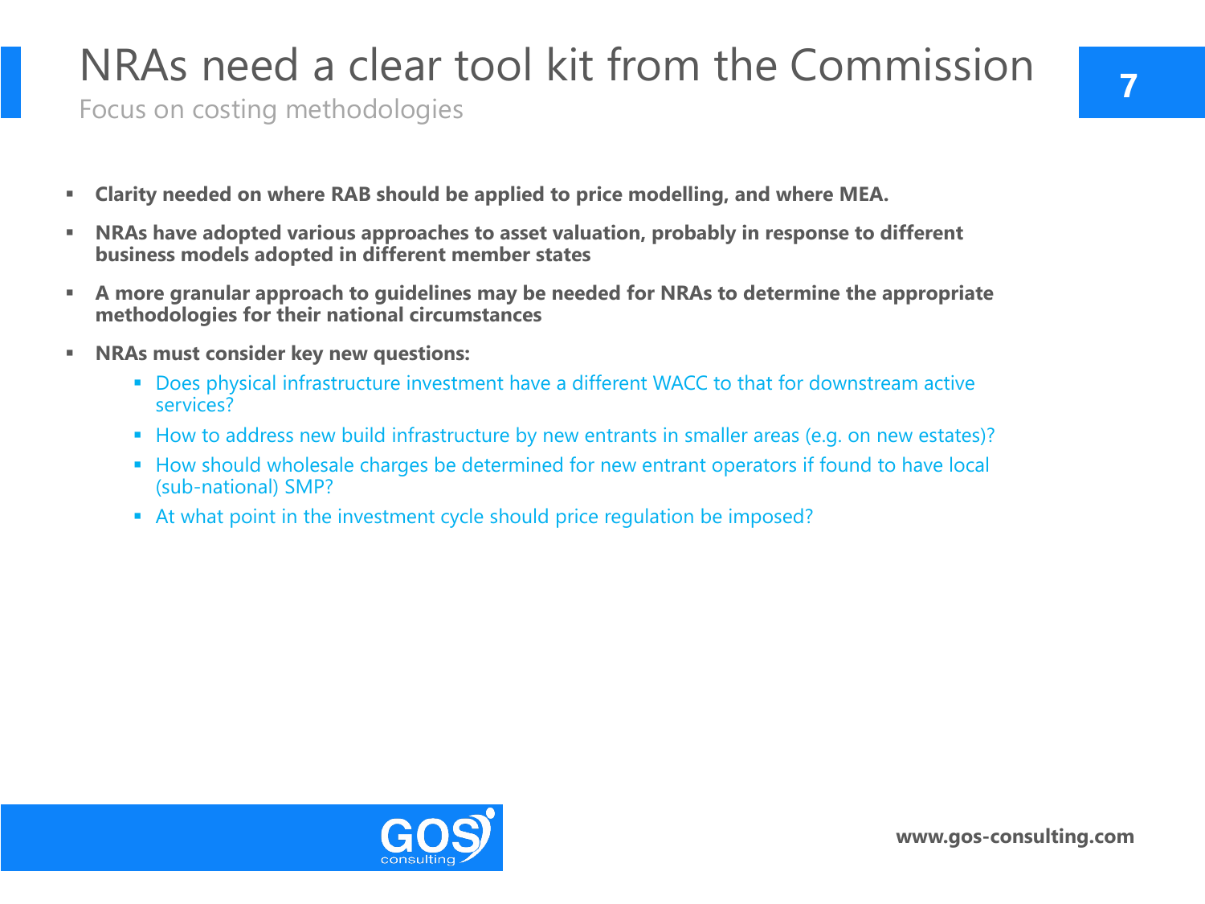# NRAs need a clear tool kit from the Commission

Focus on costing methodologies

- **Clarity needed on where RAB should be applied to price modelling, and where MEA.**
- **NRAs have adopted various approaches to asset valuation, probably in response to different business models adopted in different member states**
- **A more granular approach to guidelines may be needed for NRAs to determine the appropriate methodologies for their national circumstances**
- **NRAs must consider key new questions:**
  - Does physical infrastructure investment have a different WACC to that for downstream active services?
  - How to address new build infrastructure by new entrants in smaller areas (e.g. on new estates)?
  - How should wholesale charges be determined for new entrant operators if found to have local (sub-national) SMP?
  - At what point in the investment cycle should price regulation be imposed?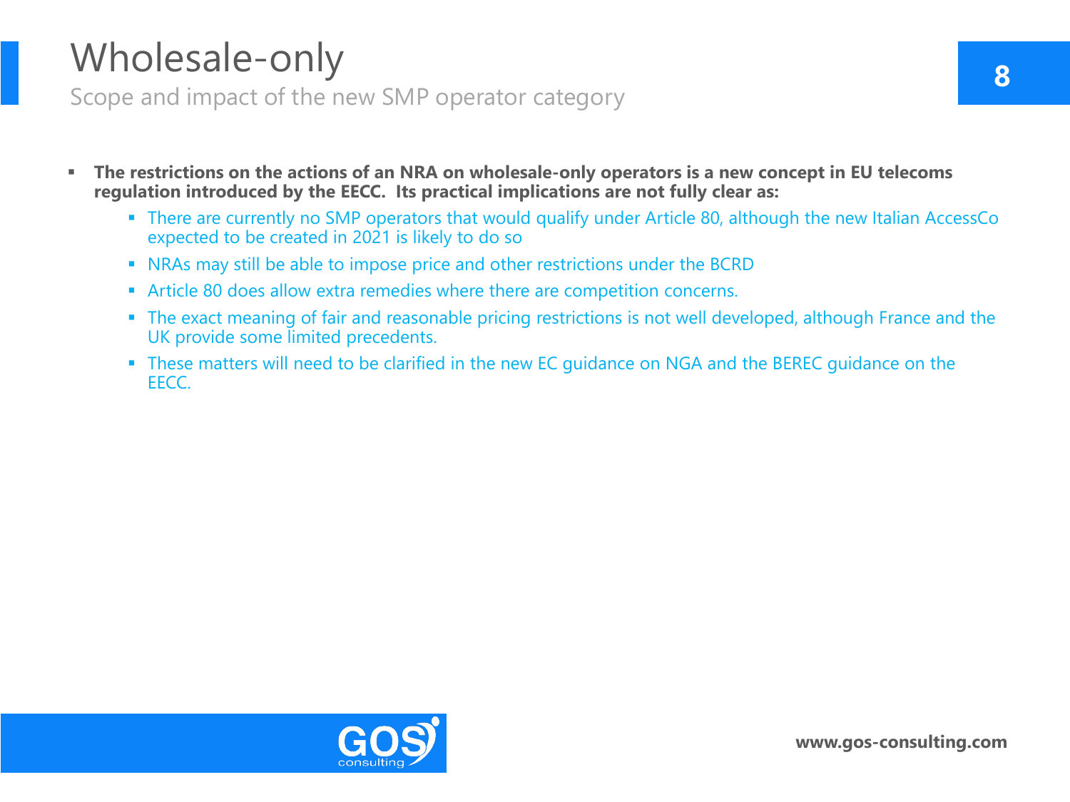# Wholesale-only

## Scope and impact of the new SMP operator category

- **The restrictions on the actions of an NRA on wholesale-only operators is a new concept in EU telecoms regulation introduced by the EECC. Its practical implications are not fully clear as:**
  - There are currently no SMP operators that would qualify under Article 80, although the new Italian AccessCo expected to be created in 2021 is likely to do so
  - NRAs may still be able to impose price and other restrictions under the BCRD
  - Article 80 does allow extra remedies where there are competition concerns.
  - The exact meaning of fair and reasonable pricing restrictions is not well developed, although France and the UK provide some limited precedents.
  - These matters will need to be clarified in the new EC guidance on NGA and the BEREC guidance on the EECC.